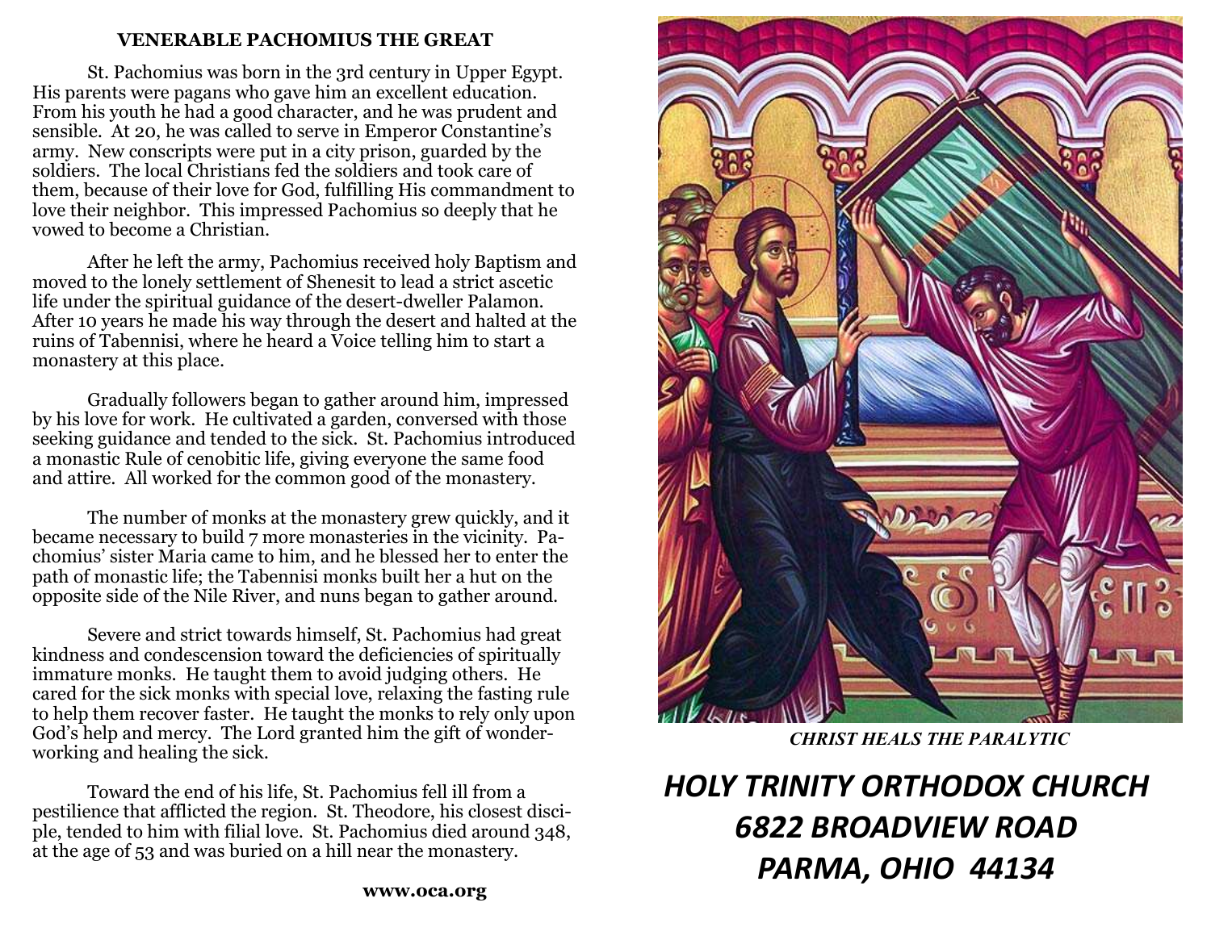## VENERABLE PACHOMIUS THE GREAT

St. Pachomius was born in the 3rd century in Upper Egypt. His parents were pagans who gave him an excellent education. From his youth he had a good character, and he was prudent and sensible. At 20, he was called to serve in Emperor Constantine's army. New conscripts were put in a city prison, guarded by the soldiers. The local Christians fed the soldiers and took care of them, because of their love for God, fulfilling His commandment to love their neighbor. This impressed Pachomius so deeply that he vowed to become a Christian.

After he left the army, Pachomius received holy Baptism and moved to the lonely settlement of Shenesit to lead a strict ascetic life under the spiritual guidance of the desert-dweller Palamon. After 10 years he made his way through the desert and halted at the ruins of Tabennisi, where he heard a Voice telling him to start a monastery at this place.

Gradually followers began to gather around him, impressed by his love for work. He cultivated a garden, conversed with those seeking guidance and tended to the sick. St. Pachomius introduced a monastic Rule of cenobitic life, giving everyone the same food and attire. All worked for the common good of the monastery.

The number of monks at the monastery grew quickly, and it became necessary to build 7 more monasteries in the vicinity. Pachomius' sister Maria came to him, and he blessed her to enter the path of monastic life; the Tabennisi monks built her a hut on the opposite side of the Nile River, and nuns began to gather around.

Severe and strict towards himself, St. Pachomius had great kindness and condescension toward the deficiencies of spiritually immature monks. He taught them to avoid judging others. He cared for the sick monks with special love, relaxing the fasting rule to help them recover faster. He taught the monks to rely only upon God's help and mercy. The Lord granted him the gift of wonder-working and healing the sick.

Toward the end of his life, St. Pachomius fell ill from a pestilience that afflicted the region. St. Theodore, his closest disciple, tended to him with filial love. St. Pachomius died around 348, at the age of 53 and was buried on a hill near the monastery.

**www.oca.org**

***CHRIST HEALS THE PARALYTIC***

# *HOLY TRINITY ORTHODOX CHURCH*
# *6822 BROADVIEW ROAD*
# *PARMA, OHIO 44134*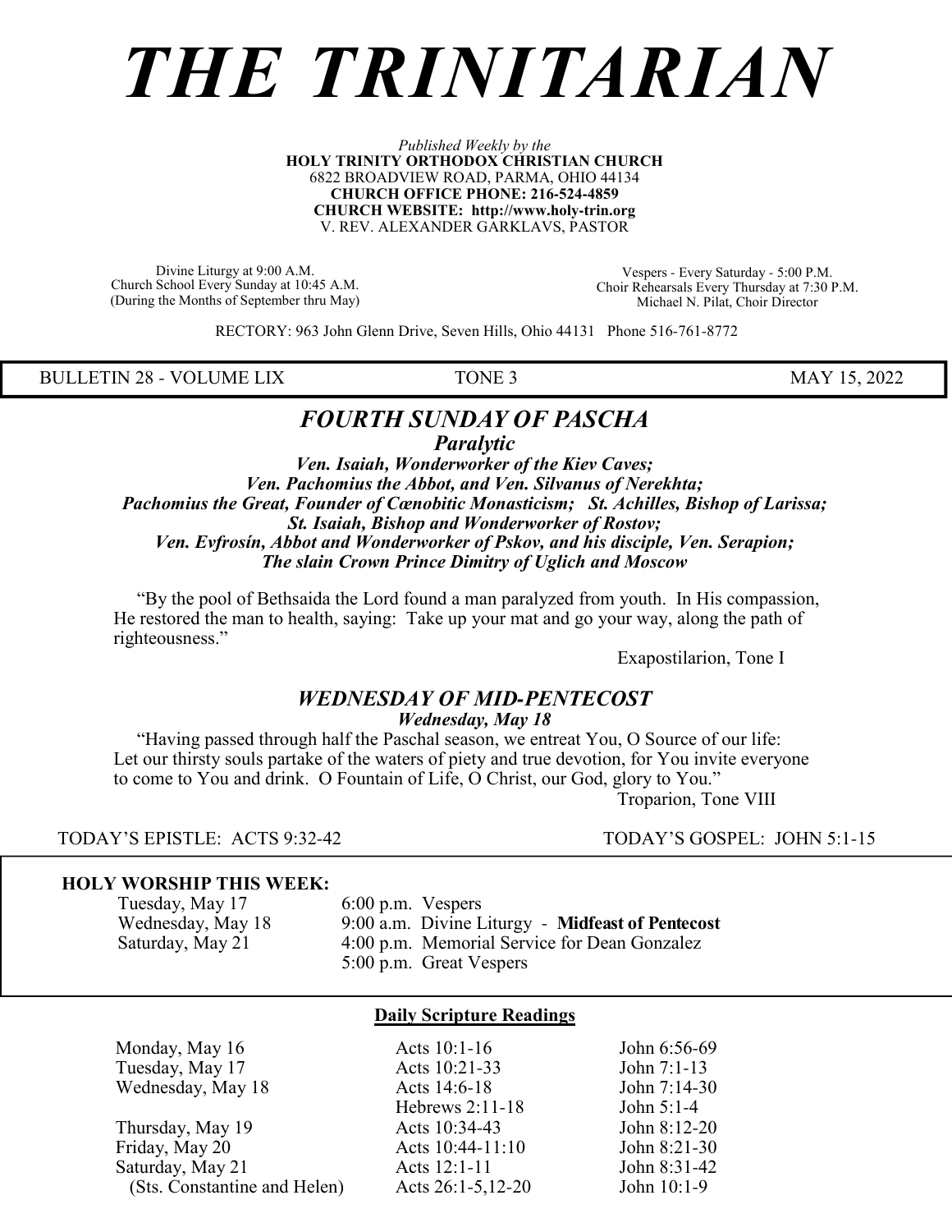# *THE TRINITARIAN*

*Published Weekly by the*
**HOLY TRINITY ORTHODOX CHRISTIAN CHURCH**
6822 BROADVIEW ROAD, PARMA, OHIO 44134
**CHURCH OFFICE PHONE: 216-524-4859**
**CHURCH WEBSITE: http://www.holy-trin.org**
V. REV. ALEXANDER GARKLAVS, PASTOR

Divine Liturgy at 9:00 A.M.
Church School Every Sunday at 10:45 A.M.
(During the Months of September thru May)

Vespers - Every Saturday - 5:00 P.M.
Choir Rehearsals Every Thursday at 7:30 P.M.
Michael N. Pilat, Choir Director

RECTORY: 963 John Glenn Drive, Seven Hills, Ohio 44131 Phone 516-761-8772

BULLETIN 28 - VOLUME LIX — TONE 3 — MAY 15, 2022

## *FOURTH SUNDAY OF PASCHA*

***Paralytic***

***Ven. Isaiah, Wonderworker of the Kiev Caves;***
***Ven. Pachomius the Abbot, and Ven. Silvanus of Nerekhta;***
***Pachomius the Great, Founder of Cœnobitic Monasticism; St. Achilles, Bishop of Larissa;***
***St. Isaiah, Bishop and Wonderworker of Rostov;***
***Ven. Evfrosín, Abbot and Wonderworker of Pskov, and his disciple, Ven. Serapion;***
***The slain Crown Prince Dimitry of Uglich and Moscow***

"By the pool of Bethsaida the Lord found a man paralyzed from youth. In His compassion, He restored the man to health, saying: Take up your mat and go your way, along the path of righteousness."

Exapostilarion, Tone I

## *WEDNESDAY OF MID-PENTECOST*

***Wednesday, May 18***

"Having passed through half the Paschal season, we entreat You, O Source of our life: Let our thirsty souls partake of the waters of piety and true devotion, for You invite everyone to come to You and drink. O Fountain of Life, O Christ, our God, glory to You."

Troparion, Tone VIII

TODAY'S EPISTLE: ACTS 9:32-42 — TODAY'S GOSPEL: JOHN 5:1-15

**HOLY WORSHIP THIS WEEK:**

| | |
|---|---|
| Tuesday, May 17 | 6:00 p.m. Vespers |
| Wednesday, May 18 | 9:00 a.m. Divine Liturgy - **Midfeast of Pentecost** |
| Saturday, May 21 | 4:00 p.m. Memorial Service for Dean Gonzalez |
| | 5:00 p.m. Great Vespers |

**Daily Scripture Readings**

| | | |
|---|---|---|
| Monday, May 16 | Acts 10:1-16 | John 6:56-69 |
| Tuesday, May 17 | Acts 10:21-33 | John 7:1-13 |
| Wednesday, May 18 | Acts 14:6-18 | John 7:14-30 |
| | Hebrews 2:11-18 | John 5:1-4 |
| Thursday, May 19 | Acts 10:34-43 | John 8:12-20 |
| Friday, May 20 | Acts 10:44-11:10 | John 8:21-30 |
| Saturday, May 21 | Acts 12:1-11 | John 8:31-42 |
| (Sts. Constantine and Helen) | Acts 26:1-5,12-20 | John 10:1-9 |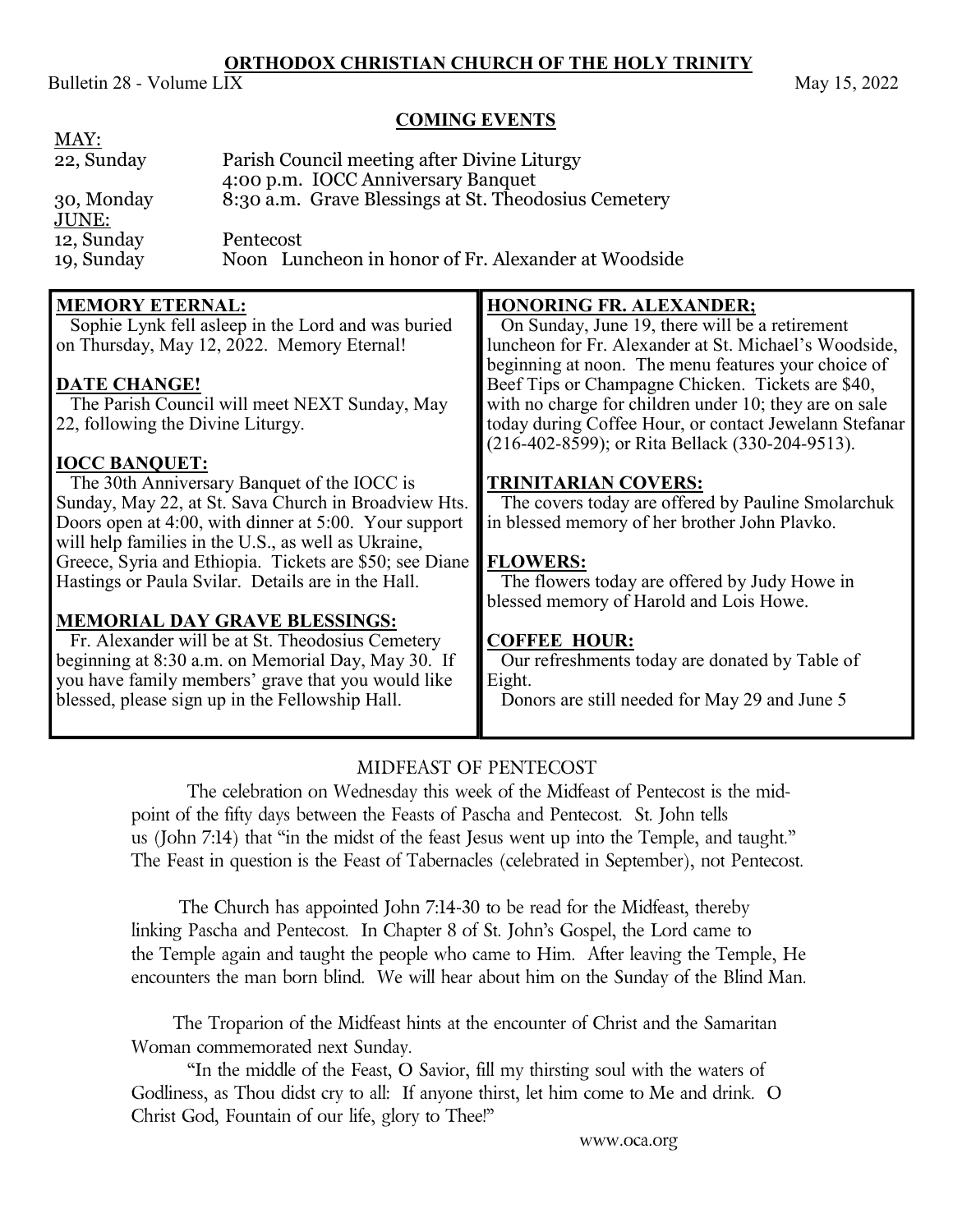**ORTHODOX CHRISTIAN CHURCH OF THE HOLY TRINITY**

Bulletin 28 - Volume LIX May 15, 2022

## COMING EVENTS

| | |
|---|---|
| MAY: | |
| 22, Sunday | Parish Council meeting after Divine Liturgy |
| | 4:00 p.m. IOCC Anniversary Banquet |
| 30, Monday | 8:30 a.m. Grave Blessings at St. Theodosius Cemetery |
| JUNE: | |
| 12, Sunday | Pentecost |
| 19, Sunday | Noon Luncheon in honor of Fr. Alexander at Woodside |

**MEMORY ETERNAL:**

Sophie Lynk fell asleep in the Lord and was buried on Thursday, May 12, 2022. Memory Eternal!

**DATE CHANGE!**

The Parish Council will meet NEXT Sunday, May 22, following the Divine Liturgy.

**IOCC BANQUET:**

The 30th Anniversary Banquet of the IOCC is Sunday, May 22, at St. Sava Church in Broadview Hts. Doors open at 4:00, with dinner at 5:00. Your support will help families in the U.S., as well as Ukraine, Greece, Syria and Ethiopia. Tickets are $50; see Diane Hastings or Paula Svilar. Details are in the Hall.

**MEMORIAL DAY GRAVE BLESSINGS:**

Fr. Alexander will be at St. Theodosius Cemetery beginning at 8:30 a.m. on Memorial Day, May 30. If you have family members' grave that you would like blessed, please sign up in the Fellowship Hall.

**HONORING FR. ALEXANDER;**

On Sunday, June 19, there will be a retirement luncheon for Fr. Alexander at St. Michael's Woodside, beginning at noon. The menu features your choice of Beef Tips or Champagne Chicken. Tickets are $40, with no charge for children under 10; they are on sale today during Coffee Hour, or contact Jewelann Stefanar (216-402-8599); or Rita Bellack (330-204-9513).

**TRINITARIAN COVERS:**

The covers today are offered by Pauline Smolarchuk in blessed memory of her brother John Plavko.

**FLOWERS:**

The flowers today are offered by Judy Howe in blessed memory of Harold and Lois Howe.

**COFFEE HOUR:**

Our refreshments today are donated by Table of Eight.

Donors are still needed for May 29 and June 5

## MIDFEAST OF PENTECOST

The celebration on Wednesday this week of the Midfeast of Pentecost is the mid-point of the fifty days between the Feasts of Pascha and Pentecost. St. John tells us (John 7:14) that "in the midst of the feast Jesus went up into the Temple, and taught." The Feast in question is the Feast of Tabernacles (celebrated in September), not Pentecost.

The Church has appointed John 7:14-30 to be read for the Midfeast, thereby linking Pascha and Pentecost. In Chapter 8 of St. John's Gospel, the Lord came to the Temple again and taught the people who came to Him. After leaving the Temple, He encounters the man born blind. We will hear about him on the Sunday of the Blind Man.

The Troparion of the Midfeast hints at the encounter of Christ and the Samaritan Woman commemorated next Sunday.

"In the middle of the Feast, O Savior, fill my thirsting soul with the waters of Godliness, as Thou didst cry to all: If anyone thirst, let him come to Me and drink. O Christ God, Fountain of our life, glory to Thee!"

www.oca.org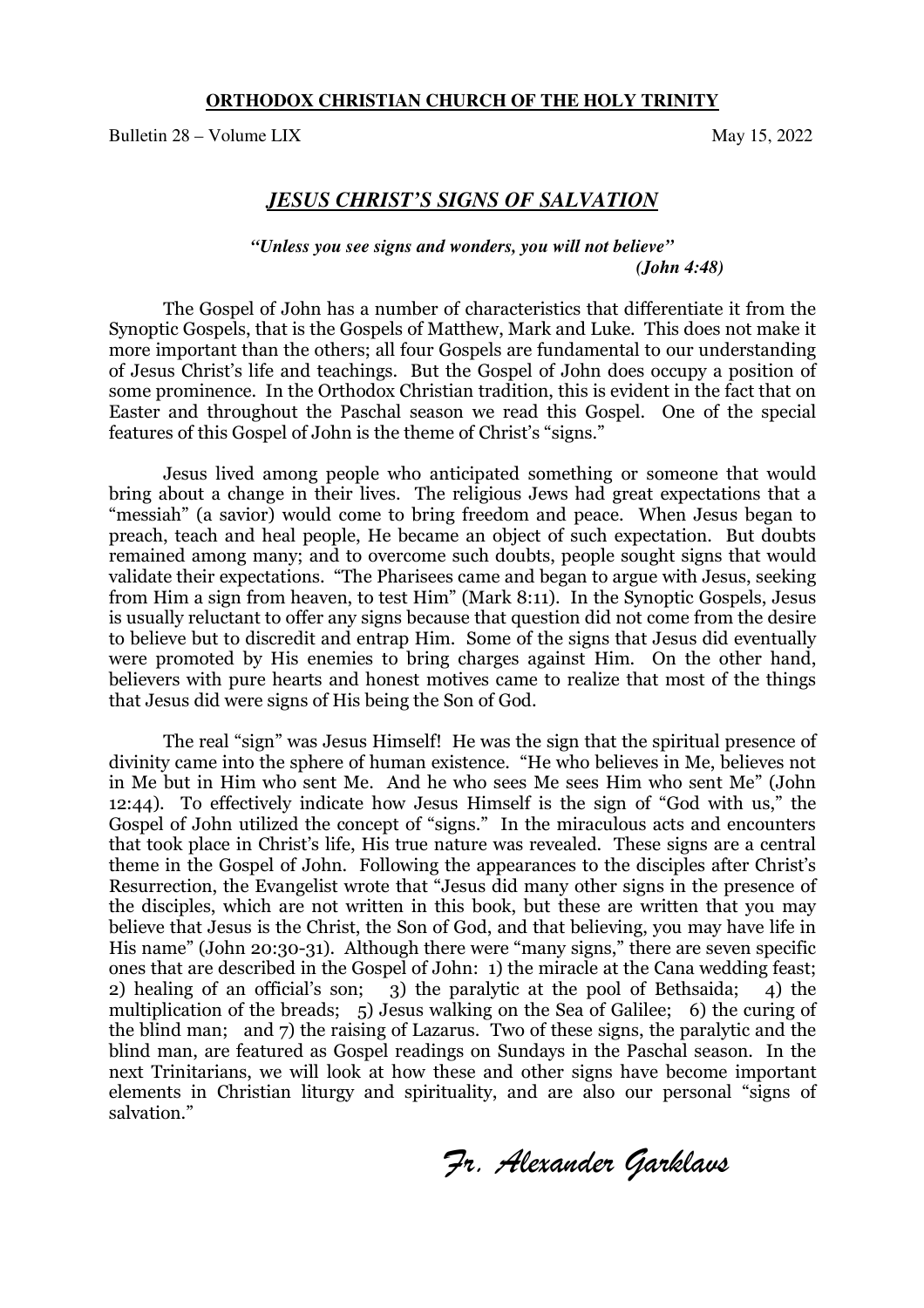**ORTHODOX CHRISTIAN CHURCH OF THE HOLY TRINITY**

Bulletin 28 – Volume LIX May 15, 2022

## ***JESUS CHRIST'S SIGNS OF SALVATION***

***"Unless you see signs and wonders, you will not believe"***
***(John 4:48)***

The Gospel of John has a number of characteristics that differentiate it from the Synoptic Gospels, that is the Gospels of Matthew, Mark and Luke. This does not make it more important than the others; all four Gospels are fundamental to our understanding of Jesus Christ's life and teachings. But the Gospel of John does occupy a position of some prominence. In the Orthodox Christian tradition, this is evident in the fact that on Easter and throughout the Paschal season we read this Gospel. One of the special features of this Gospel of John is the theme of Christ's "signs."

Jesus lived among people who anticipated something or someone that would bring about a change in their lives. The religious Jews had great expectations that a "messiah" (a savior) would come to bring freedom and peace. When Jesus began to preach, teach and heal people, He became an object of such expectation. But doubts remained among many; and to overcome such doubts, people sought signs that would validate their expectations. "The Pharisees came and began to argue with Jesus, seeking from Him a sign from heaven, to test Him" (Mark 8:11). In the Synoptic Gospels, Jesus is usually reluctant to offer any signs because that question did not come from the desire to believe but to discredit and entrap Him. Some of the signs that Jesus did eventually were promoted by His enemies to bring charges against Him. On the other hand, believers with pure hearts and honest motives came to realize that most of the things that Jesus did were signs of His being the Son of God.

The real "sign" was Jesus Himself! He was the sign that the spiritual presence of divinity came into the sphere of human existence. "He who believes in Me, believes not in Me but in Him who sent Me. And he who sees Me sees Him who sent Me" (John 12:44). To effectively indicate how Jesus Himself is the sign of "God with us," the Gospel of John utilized the concept of "signs." In the miraculous acts and encounters that took place in Christ's life, His true nature was revealed. These signs are a central theme in the Gospel of John. Following the appearances to the disciples after Christ's Resurrection, the Evangelist wrote that "Jesus did many other signs in the presence of the disciples, which are not written in this book, but these are written that you may believe that Jesus is the Christ, the Son of God, and that believing, you may have life in His name" (John 20:30-31). Although there were "many signs," there are seven specific ones that are described in the Gospel of John: 1) the miracle at the Cana wedding feast; 2) healing of an official's son; 3) the paralytic at the pool of Bethsaida; 4) the multiplication of the breads; 5) Jesus walking on the Sea of Galilee; 6) the curing of the blind man; and 7) the raising of Lazarus. Two of these signs, the paralytic and the blind man, are featured as Gospel readings on Sundays in the Paschal season. In the next Trinitarians, we will look at how these and other signs have become important elements in Christian liturgy and spirituality, and are also our personal "signs of salvation."

*Fr. Alexander Garklavs*